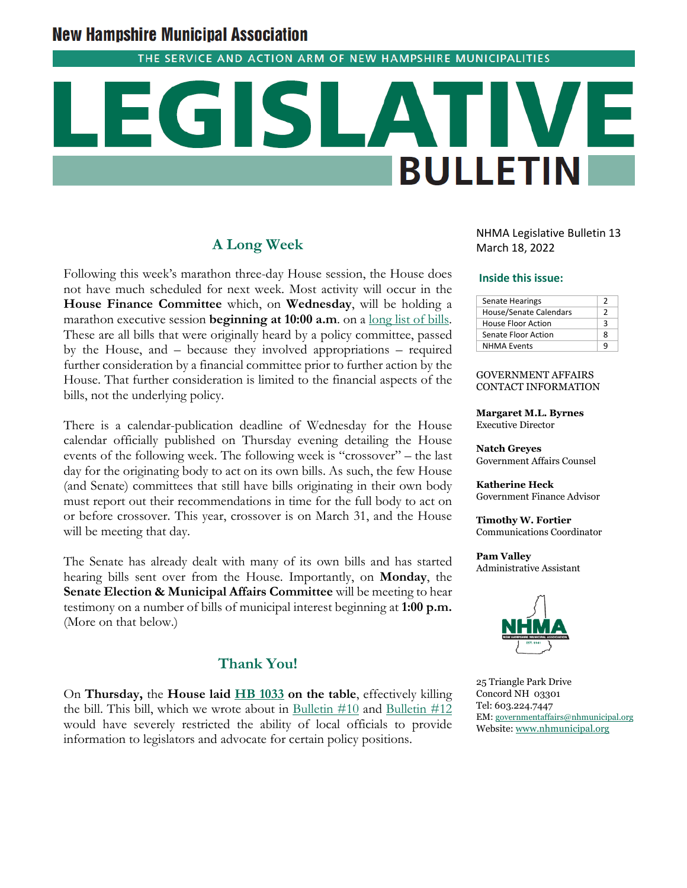# New Hampshire Municipal Association

THE SERVICE AND ACTION ARM OF NEW HAMPSHIRE MUNICIPALITIES

# LEGISLATIVE BULLETIN

NHMA Legislative Bulletin 13
March 18, 2022

**Inside this issue:**

| Section | Page |
|---|---|
| Senate Hearings | 2 |
| House/Senate Calendars | 2 |
| House Floor Action | 3 |
| Senate Floor Action | 8 |
| NHMA Events | 9 |

GOVERNMENT AFFAIRS CONTACT INFORMATION

**Margaret M.L. Byrnes**
Executive Director

**Natch Greyes**
Government Affairs Counsel

**Katherine Heck**
Government Finance Advisor

**Timothy W. Fortier**
Communications Coordinator

**Pam Valley**
Administrative Assistant

25 Triangle Park Drive
Concord NH 03301
Tel: 603.224.7447
EM: governmentaffairs@nhmunicipal.org
Website: www.nhmunicipal.org

## A Long Week

Following this week's marathon three-day House session, the House does not have much scheduled for next week. Most activity will occur in the **House Finance Committee** which, on **Wednesday**, will be holding a marathon executive session **beginning at 10:00 a.m**. on a long list of bills. These are all bills that were originally heard by a policy committee, passed by the House, and – because they involved appropriations – required further consideration by a financial committee prior to further action by the House. That further consideration is limited to the financial aspects of the bills, not the underlying policy.

There is a calendar-publication deadline of Wednesday for the House calendar officially published on Thursday evening detailing the House events of the following week. The following week is "crossover" – the last day for the originating body to act on its own bills. As such, the few House (and Senate) committees that still have bills originating in their own body must report out their recommendations in time for the full body to act on or before crossover. This year, crossover is on March 31, and the House will be meeting that day.

The Senate has already dealt with many of its own bills and has started hearing bills sent over from the House. Importantly, on **Monday**, the **Senate Election & Municipal Affairs Committee** will be meeting to hear testimony on a number of bills of municipal interest beginning at **1:00 p.m.** (More on that below.)

## Thank You!

On **Thursday,** the **House laid HB 1033 on the table**, effectively killing the bill. This bill, which we wrote about in Bulletin #10 and Bulletin #12 would have severely restricted the ability of local officials to provide information to legislators and advocate for certain policy positions.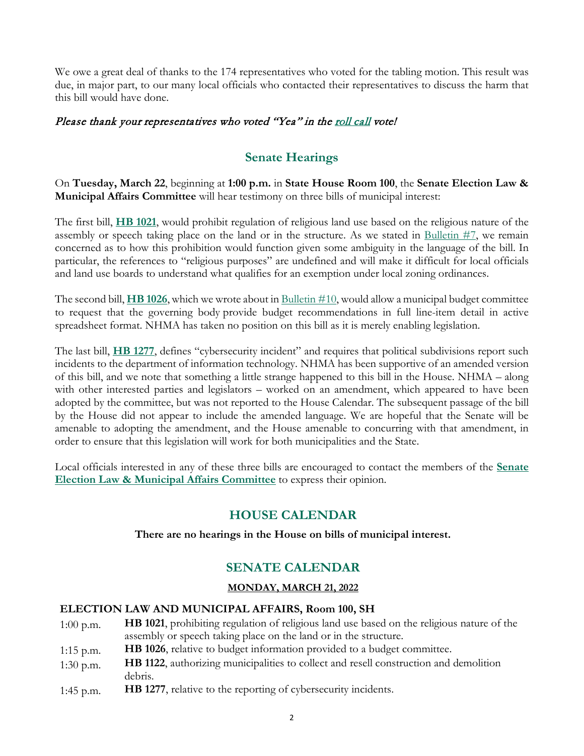We owe a great deal of thanks to the 174 representatives who voted for the tabling motion. This result was due, in major part, to our many local officials who contacted their representatives to discuss the harm that this bill would have done.

*Please thank your representatives who voted "Yea" in the roll call vote!*

## Senate Hearings

On **Tuesday, March 22**, beginning at **1:00 p.m.** in **State House Room 100**, the **Senate Election Law & Municipal Affairs Committee** will hear testimony on three bills of municipal interest:

The first bill, **HB 1021**, would prohibit regulation of religious land use based on the religious nature of the assembly or speech taking place on the land or in the structure. As we stated in Bulletin #7, we remain concerned as to how this prohibition would function given some ambiguity in the language of the bill. In particular, the references to "religious purposes" are undefined and will make it difficult for local officials and land use boards to understand what qualifies for an exemption under local zoning ordinances.

The second bill, **HB 1026**, which we wrote about in Bulletin #10, would allow a municipal budget committee to request that the governing body provide budget recommendations in full line-item detail in active spreadsheet format. NHMA has taken no position on this bill as it is merely enabling legislation.

The last bill, **HB 1277**, defines "cybersecurity incident" and requires that political subdivisions report such incidents to the department of information technology. NHMA has been supportive of an amended version of this bill, and we note that something a little strange happened to this bill in the House. NHMA – along with other interested parties and legislators – worked on an amendment, which appeared to have been adopted by the committee, but was not reported to the House Calendar. The subsequent passage of the bill by the House did not appear to include the amended language. We are hopeful that the Senate will be amenable to adopting the amendment, and the House amenable to concurring with that amendment, in order to ensure that this legislation will work for both municipalities and the State.

Local officials interested in any of these three bills are encouraged to contact the members of the **Senate Election Law & Municipal Affairs Committee** to express their opinion.

## HOUSE CALENDAR

**There are no hearings in the House on bills of municipal interest.**

## SENATE CALENDAR

**MONDAY, MARCH 21, 2022**

**ELECTION LAW AND MUNICIPAL AFFAIRS, Room 100, SH**

| | |
|---|---|
| 1:00 p.m. | **HB 1021**, prohibiting regulation of religious land use based on the religious nature of the assembly or speech taking place on the land or in the structure. |
| 1:15 p.m. | **HB 1026**, relative to budget information provided to a budget committee. |
| 1:30 p.m. | **HB 1122**, authorizing municipalities to collect and resell construction and demolition debris. |
| 1:45 p.m. | **HB 1277**, relative to the reporting of cybersecurity incidents. |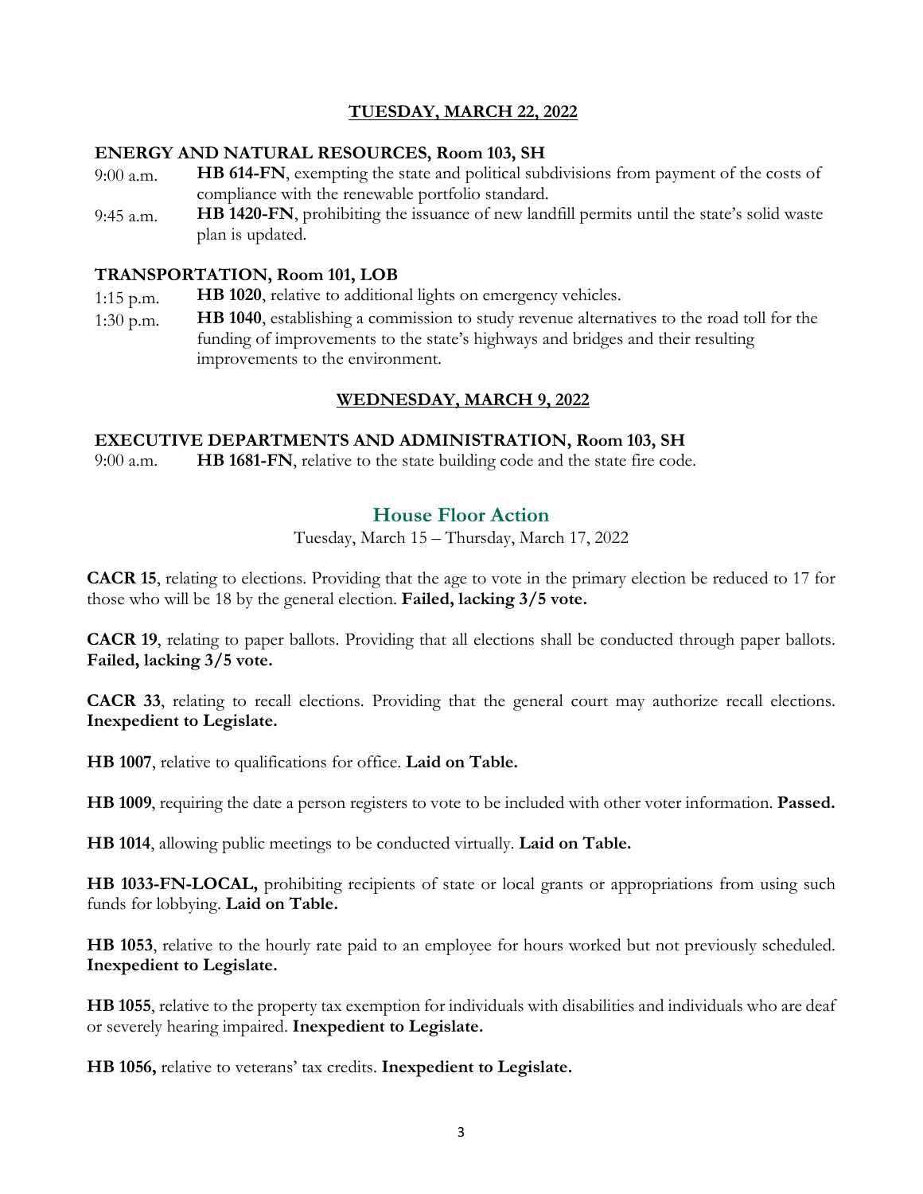## TUESDAY, MARCH 22, 2022

**ENERGY AND NATURAL RESOURCES, Room 103, SH**

9:00 a.m. **HB 614-FN**, exempting the state and political subdivisions from payment of the costs of compliance with the renewable portfolio standard.

9:45 a.m. **HB 1420-FN**, prohibiting the issuance of new landfill permits until the state's solid waste plan is updated.

**TRANSPORTATION, Room 101, LOB**

1:15 p.m. **HB 1020**, relative to additional lights on emergency vehicles.

1:30 p.m. **HB 1040**, establishing a commission to study revenue alternatives to the road toll for the funding of improvements to the state's highways and bridges and their resulting improvements to the environment.

## WEDNESDAY, MARCH 9, 2022

**EXECUTIVE DEPARTMENTS AND ADMINISTRATION, Room 103, SH**

9:00 a.m. **HB 1681-FN**, relative to the state building code and the state fire code.

## House Floor Action

Tuesday, March 15 – Thursday, March 17, 2022

**CACR 15**, relating to elections. Providing that the age to vote in the primary election be reduced to 17 for those who will be 18 by the general election. **Failed, lacking 3/5 vote.**

**CACR 19**, relating to paper ballots. Providing that all elections shall be conducted through paper ballots. **Failed, lacking 3/5 vote.**

**CACR 33**, relating to recall elections. Providing that the general court may authorize recall elections. **Inexpedient to Legislate.**

**HB 1007**, relative to qualifications for office. **Laid on Table.**

**HB 1009**, requiring the date a person registers to vote to be included with other voter information. **Passed.**

**HB 1014**, allowing public meetings to be conducted virtually. **Laid on Table.**

**HB 1033-FN-LOCAL,** prohibiting recipients of state or local grants or appropriations from using such funds for lobbying. **Laid on Table.**

**HB 1053**, relative to the hourly rate paid to an employee for hours worked but not previously scheduled. **Inexpedient to Legislate.**

**HB 1055**, relative to the property tax exemption for individuals with disabilities and individuals who are deaf or severely hearing impaired. **Inexpedient to Legislate.**

**HB 1056,** relative to veterans' tax credits. **Inexpedient to Legislate.**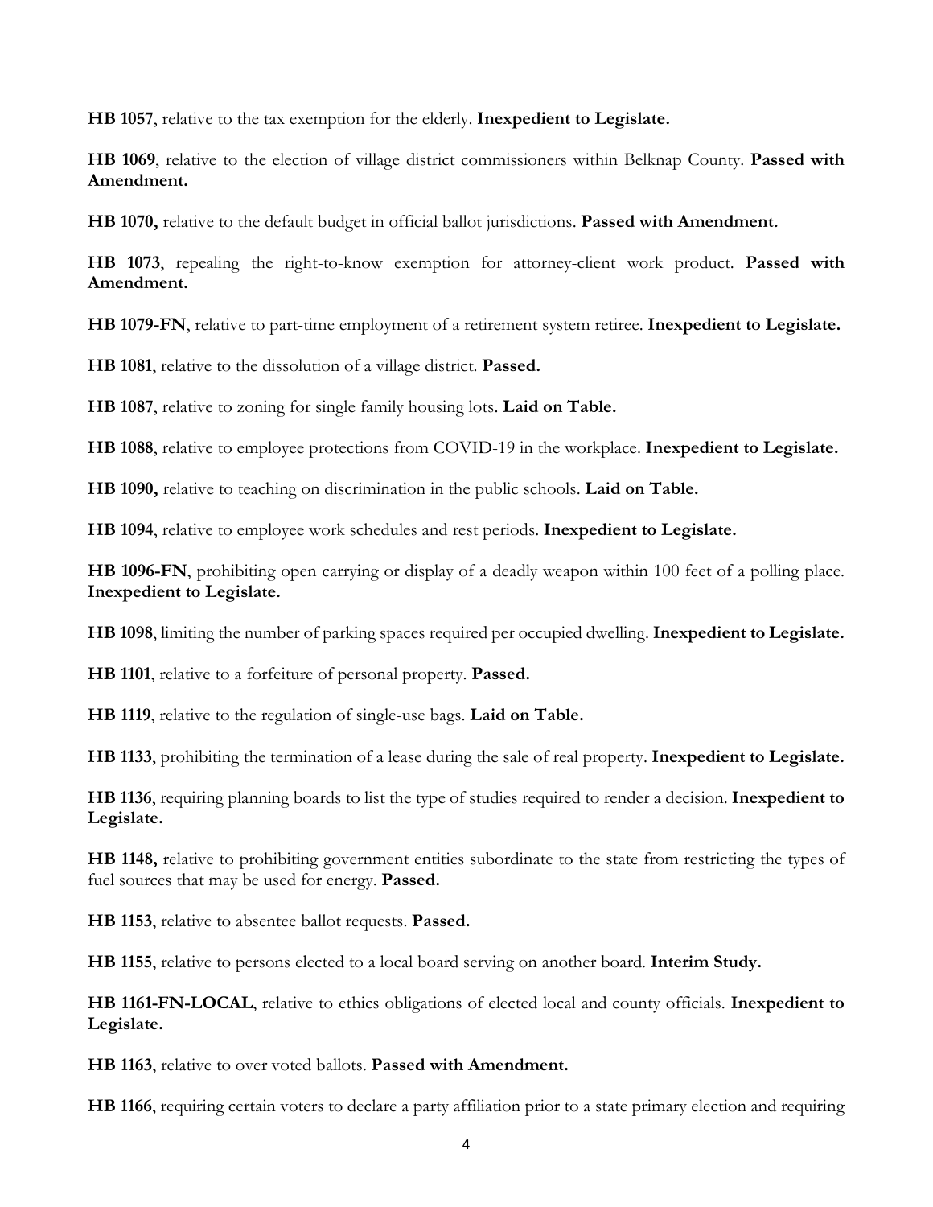**HB 1057**, relative to the tax exemption for the elderly. **Inexpedient to Legislate.**

**HB 1069**, relative to the election of village district commissioners within Belknap County. **Passed with Amendment.**

**HB 1070,** relative to the default budget in official ballot jurisdictions. **Passed with Amendment.**

**HB 1073**, repealing the right-to-know exemption for attorney-client work product. **Passed with Amendment.**

**HB 1079-FN**, relative to part-time employment of a retirement system retiree. **Inexpedient to Legislate.**

**HB 1081**, relative to the dissolution of a village district. **Passed.**

**HB 1087**, relative to zoning for single family housing lots. **Laid on Table.**

**HB 1088**, relative to employee protections from COVID-19 in the workplace. **Inexpedient to Legislate.**

**HB 1090,** relative to teaching on discrimination in the public schools. **Laid on Table.**

**HB 1094**, relative to employee work schedules and rest periods. **Inexpedient to Legislate.**

**HB 1096-FN**, prohibiting open carrying or display of a deadly weapon within 100 feet of a polling place. **Inexpedient to Legislate.**

**HB 1098**, limiting the number of parking spaces required per occupied dwelling. **Inexpedient to Legislate.**

**HB 1101**, relative to a forfeiture of personal property. **Passed.**

**HB 1119**, relative to the regulation of single-use bags. **Laid on Table.**

**HB 1133**, prohibiting the termination of a lease during the sale of real property. **Inexpedient to Legislate.**

**HB 1136**, requiring planning boards to list the type of studies required to render a decision. **Inexpedient to Legislate.**

**HB 1148,** relative to prohibiting government entities subordinate to the state from restricting the types of fuel sources that may be used for energy. **Passed.**

**HB 1153**, relative to absentee ballot requests. **Passed.**

**HB 1155**, relative to persons elected to a local board serving on another board. **Interim Study.**

**HB 1161-FN-LOCAL**, relative to ethics obligations of elected local and county officials. **Inexpedient to Legislate.**

**HB 1163**, relative to over voted ballots. **Passed with Amendment.**

**HB 1166**, requiring certain voters to declare a party affiliation prior to a state primary election and requiring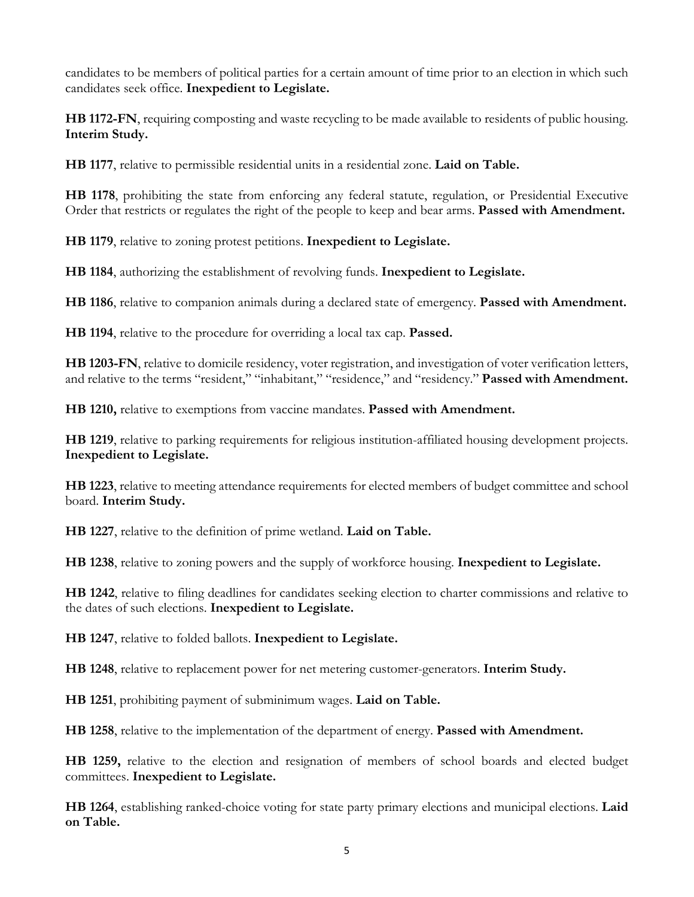candidates to be members of political parties for a certain amount of time prior to an election in which such candidates seek office. **Inexpedient to Legislate.**

**HB 1172-FN**, requiring composting and waste recycling to be made available to residents of public housing. **Interim Study.**

**HB 1177**, relative to permissible residential units in a residential zone. **Laid on Table.**

**HB 1178**, prohibiting the state from enforcing any federal statute, regulation, or Presidential Executive Order that restricts or regulates the right of the people to keep and bear arms. **Passed with Amendment.**

**HB 1179**, relative to zoning protest petitions. **Inexpedient to Legislate.**

**HB 1184**, authorizing the establishment of revolving funds. **Inexpedient to Legislate.**

**HB 1186**, relative to companion animals during a declared state of emergency. **Passed with Amendment.**

**HB 1194**, relative to the procedure for overriding a local tax cap. **Passed.**

**HB 1203-FN**, relative to domicile residency, voter registration, and investigation of voter verification letters, and relative to the terms "resident," "inhabitant," "residence," and "residency." **Passed with Amendment.**

**HB 1210,** relative to exemptions from vaccine mandates. **Passed with Amendment.**

**HB 1219**, relative to parking requirements for religious institution-affiliated housing development projects. **Inexpedient to Legislate.**

**HB 1223**, relative to meeting attendance requirements for elected members of budget committee and school board. **Interim Study.**

**HB 1227**, relative to the definition of prime wetland. **Laid on Table.**

**HB 1238**, relative to zoning powers and the supply of workforce housing. **Inexpedient to Legislate.**

**HB 1242**, relative to filing deadlines for candidates seeking election to charter commissions and relative to the dates of such elections. **Inexpedient to Legislate.**

**HB 1247**, relative to folded ballots. **Inexpedient to Legislate.**

**HB 1248**, relative to replacement power for net metering customer-generators. **Interim Study.**

**HB 1251**, prohibiting payment of subminimum wages. **Laid on Table.**

**HB 1258**, relative to the implementation of the department of energy. **Passed with Amendment.**

**HB 1259,** relative to the election and resignation of members of school boards and elected budget committees. **Inexpedient to Legislate.**

**HB 1264**, establishing ranked-choice voting for state party primary elections and municipal elections. **Laid on Table.**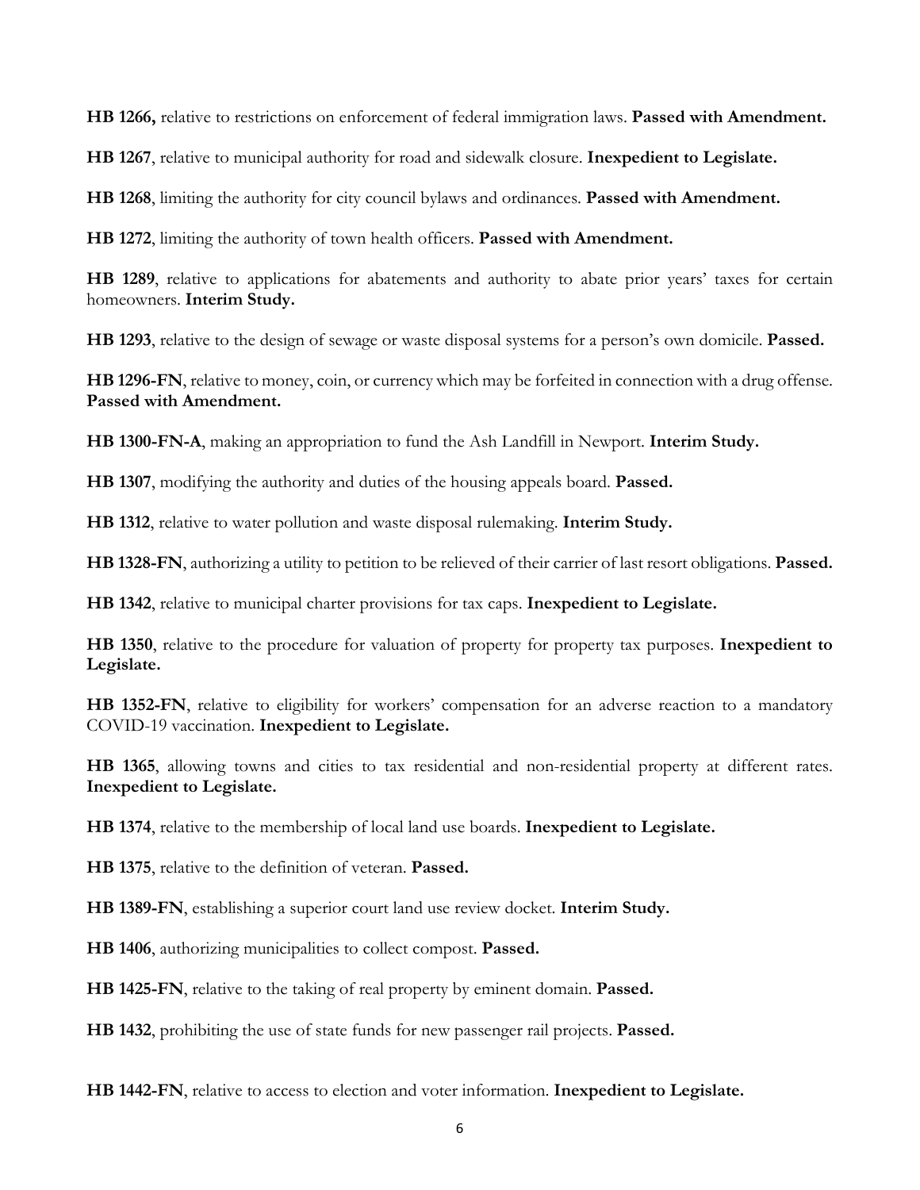**HB 1266,** relative to restrictions on enforcement of federal immigration laws. **Passed with Amendment.**

**HB 1267**, relative to municipal authority for road and sidewalk closure. **Inexpedient to Legislate.**

**HB 1268**, limiting the authority for city council bylaws and ordinances. **Passed with Amendment.**

**HB 1272**, limiting the authority of town health officers. **Passed with Amendment.**

**HB 1289**, relative to applications for abatements and authority to abate prior years' taxes for certain homeowners. **Interim Study.**

**HB 1293**, relative to the design of sewage or waste disposal systems for a person's own domicile. **Passed.**

**HB 1296-FN**, relative to money, coin, or currency which may be forfeited in connection with a drug offense. **Passed with Amendment.**

**HB 1300-FN-A**, making an appropriation to fund the Ash Landfill in Newport. **Interim Study.**

**HB 1307**, modifying the authority and duties of the housing appeals board. **Passed.**

**HB 1312**, relative to water pollution and waste disposal rulemaking. **Interim Study.**

**HB 1328-FN**, authorizing a utility to petition to be relieved of their carrier of last resort obligations. **Passed.**

**HB 1342**, relative to municipal charter provisions for tax caps. **Inexpedient to Legislate.**

**HB 1350**, relative to the procedure for valuation of property for property tax purposes. **Inexpedient to Legislate.**

**HB 1352-FN**, relative to eligibility for workers' compensation for an adverse reaction to a mandatory COVID-19 vaccination. **Inexpedient to Legislate.**

**HB 1365**, allowing towns and cities to tax residential and non-residential property at different rates. **Inexpedient to Legislate.**

**HB 1374**, relative to the membership of local land use boards. **Inexpedient to Legislate.**

**HB 1375**, relative to the definition of veteran. **Passed.**

**HB 1389-FN**, establishing a superior court land use review docket. **Interim Study.**

**HB 1406**, authorizing municipalities to collect compost. **Passed.**

**HB 1425-FN**, relative to the taking of real property by eminent domain. **Passed.**

**HB 1432**, prohibiting the use of state funds for new passenger rail projects. **Passed.**

**HB 1442-FN**, relative to access to election and voter information. **Inexpedient to Legislate.**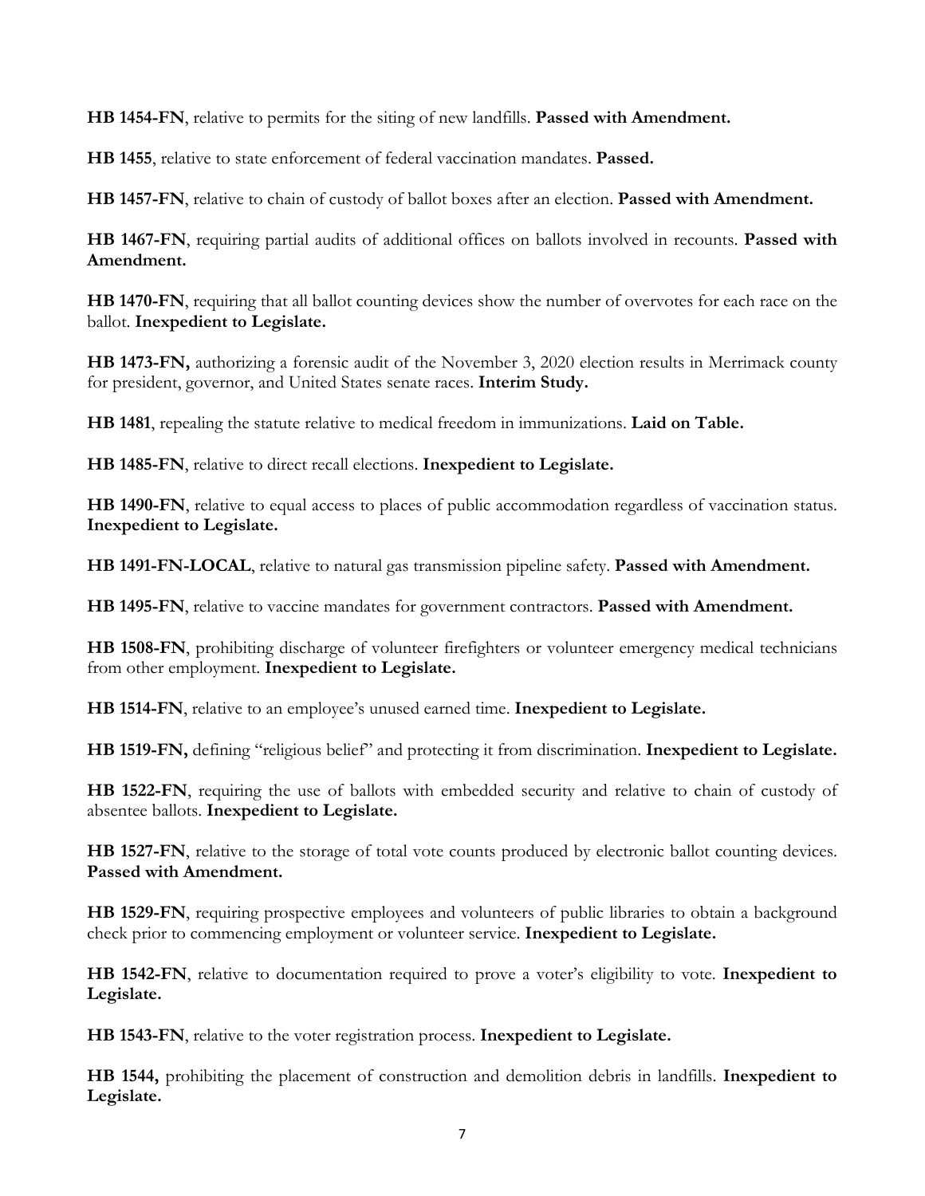**HB 1454-FN**, relative to permits for the siting of new landfills. **Passed with Amendment.**

**HB 1455**, relative to state enforcement of federal vaccination mandates. **Passed.**

**HB 1457-FN**, relative to chain of custody of ballot boxes after an election. **Passed with Amendment.**

**HB 1467-FN**, requiring partial audits of additional offices on ballots involved in recounts. **Passed with Amendment.**

**HB 1470-FN**, requiring that all ballot counting devices show the number of overvotes for each race on the ballot. **Inexpedient to Legislate.**

**HB 1473-FN,** authorizing a forensic audit of the November 3, 2020 election results in Merrimack county for president, governor, and United States senate races. **Interim Study.**

**HB 1481**, repealing the statute relative to medical freedom in immunizations. **Laid on Table.**

**HB 1485-FN**, relative to direct recall elections. **Inexpedient to Legislate.**

**HB 1490-FN**, relative to equal access to places of public accommodation regardless of vaccination status. **Inexpedient to Legislate.**

**HB 1491-FN-LOCAL**, relative to natural gas transmission pipeline safety. **Passed with Amendment.**

**HB 1495-FN**, relative to vaccine mandates for government contractors. **Passed with Amendment.**

**HB 1508-FN**, prohibiting discharge of volunteer firefighters or volunteer emergency medical technicians from other employment. **Inexpedient to Legislate.**

**HB 1514-FN**, relative to an employee's unused earned time. **Inexpedient to Legislate.**

**HB 1519-FN,** defining "religious belief" and protecting it from discrimination. **Inexpedient to Legislate.**

**HB 1522-FN**, requiring the use of ballots with embedded security and relative to chain of custody of absentee ballots. **Inexpedient to Legislate.**

**HB 1527-FN**, relative to the storage of total vote counts produced by electronic ballot counting devices. **Passed with Amendment.**

**HB 1529-FN**, requiring prospective employees and volunteers of public libraries to obtain a background check prior to commencing employment or volunteer service. **Inexpedient to Legislate.**

**HB 1542-FN**, relative to documentation required to prove a voter's eligibility to vote. **Inexpedient to Legislate.**

**HB 1543-FN**, relative to the voter registration process. **Inexpedient to Legislate.**

**HB 1544,** prohibiting the placement of construction and demolition debris in landfills. **Inexpedient to Legislate.**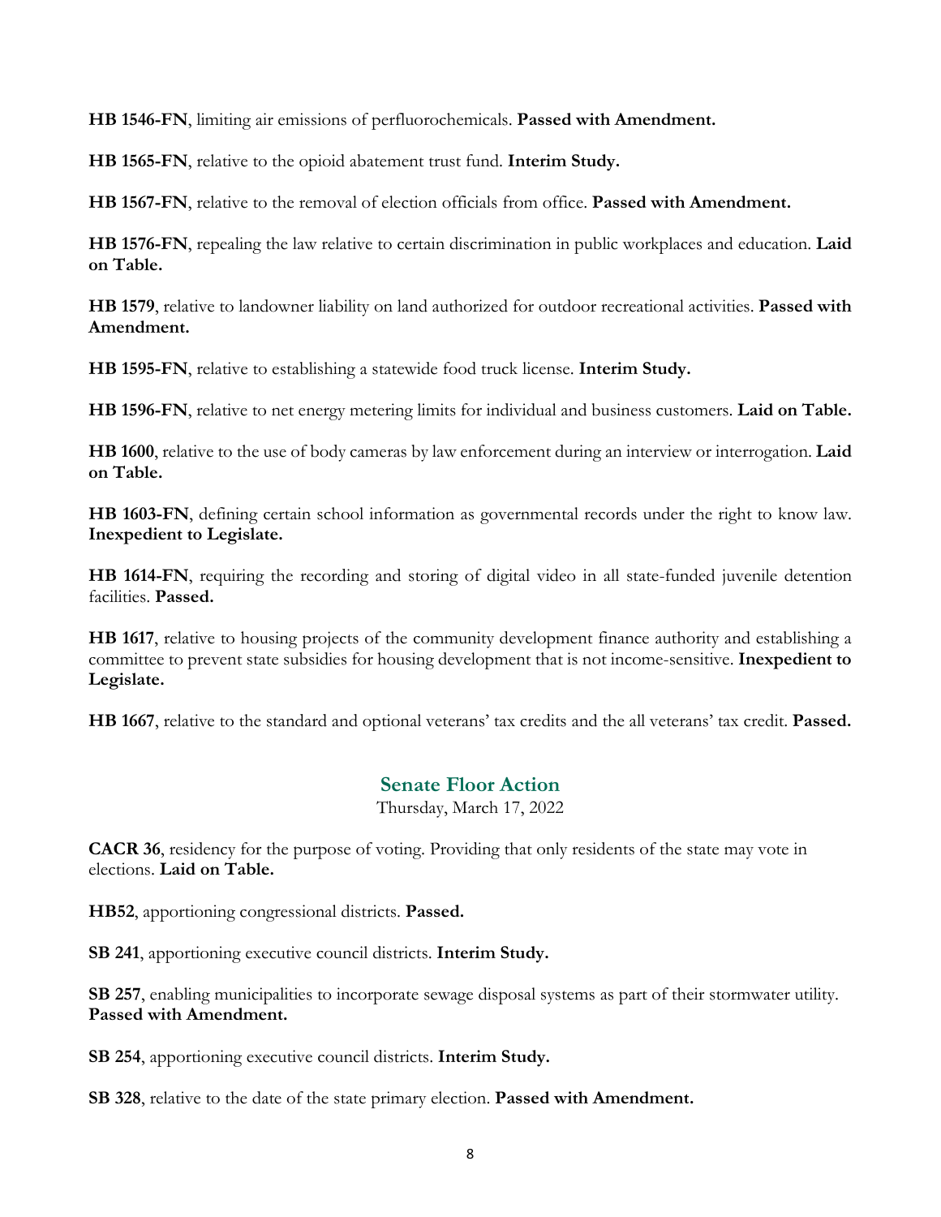**HB 1546-FN**, limiting air emissions of perfluorochemicals. **Passed with Amendment.**

**HB 1565-FN**, relative to the opioid abatement trust fund. **Interim Study.**

**HB 1567-FN**, relative to the removal of election officials from office. **Passed with Amendment.**

**HB 1576-FN**, repealing the law relative to certain discrimination in public workplaces and education. **Laid on Table.**

**HB 1579**, relative to landowner liability on land authorized for outdoor recreational activities. **Passed with Amendment.**

**HB 1595-FN**, relative to establishing a statewide food truck license. **Interim Study.**

**HB 1596-FN**, relative to net energy metering limits for individual and business customers. **Laid on Table.**

**HB 1600**, relative to the use of body cameras by law enforcement during an interview or interrogation. **Laid on Table.**

**HB 1603-FN**, defining certain school information as governmental records under the right to know law. **Inexpedient to Legislate.**

**HB 1614-FN**, requiring the recording and storing of digital video in all state-funded juvenile detention facilities. **Passed.**

**HB 1617**, relative to housing projects of the community development finance authority and establishing a committee to prevent state subsidies for housing development that is not income-sensitive. **Inexpedient to Legislate.**

**HB 1667**, relative to the standard and optional veterans' tax credits and the all veterans' tax credit. **Passed.**

## Senate Floor Action

Thursday, March 17, 2022

**CACR 36**, residency for the purpose of voting. Providing that only residents of the state may vote in elections. **Laid on Table.**

**HB52**, apportioning congressional districts. **Passed.**

**SB 241**, apportioning executive council districts. **Interim Study.**

**SB 257**, enabling municipalities to incorporate sewage disposal systems as part of their stormwater utility. **Passed with Amendment.**

**SB 254**, apportioning executive council districts. **Interim Study.**

**SB 328**, relative to the date of the state primary election. **Passed with Amendment.**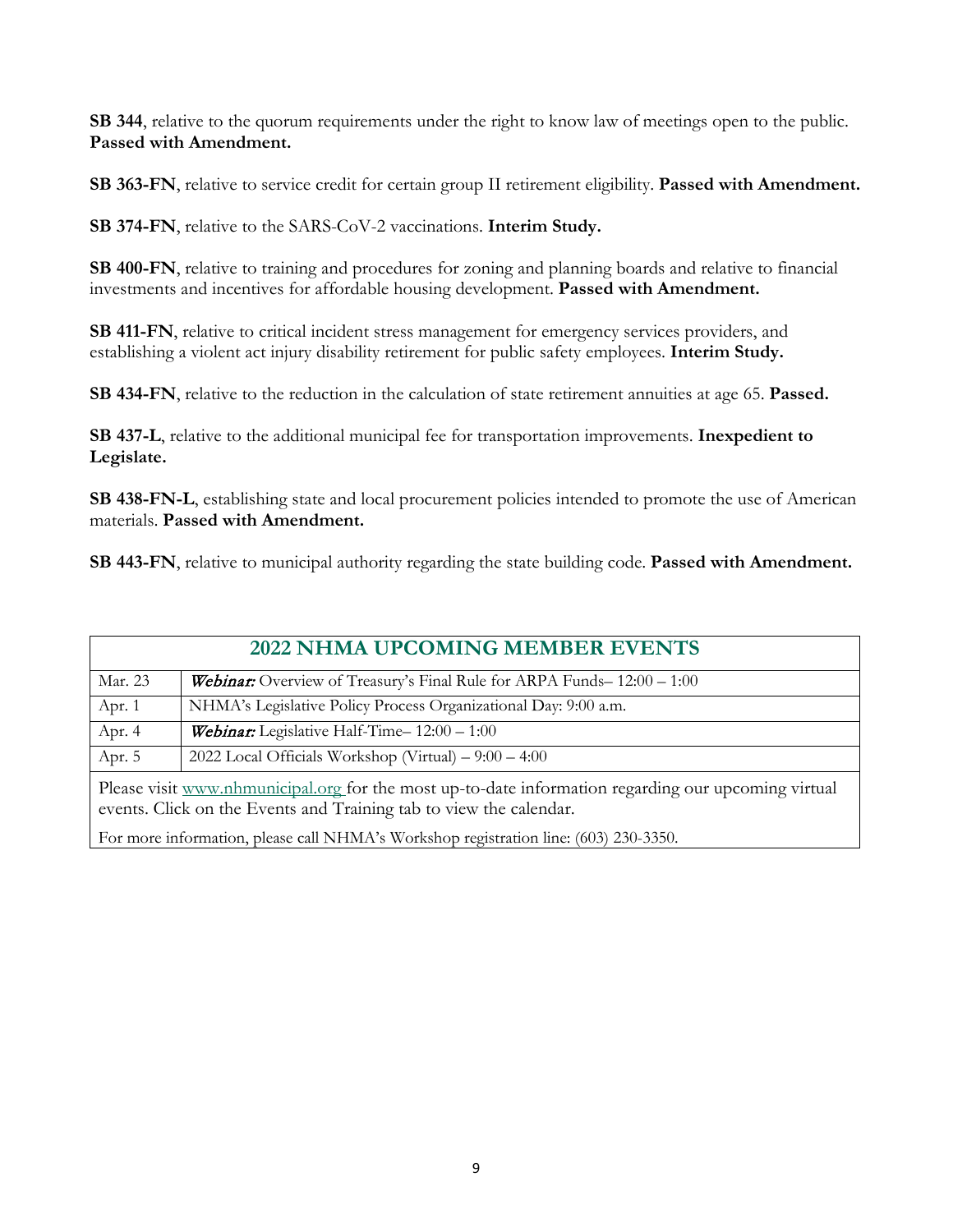**SB 344**, relative to the quorum requirements under the right to know law of meetings open to the public. **Passed with Amendment.**

**SB 363-FN**, relative to service credit for certain group II retirement eligibility. **Passed with Amendment.**

**SB 374-FN**, relative to the SARS-CoV-2 vaccinations. **Interim Study.**

**SB 400-FN**, relative to training and procedures for zoning and planning boards and relative to financial investments and incentives for affordable housing development. **Passed with Amendment.**

**SB 411-FN**, relative to critical incident stress management for emergency services providers, and establishing a violent act injury disability retirement for public safety employees. **Interim Study.**

**SB 434-FN**, relative to the reduction in the calculation of state retirement annuities at age 65. **Passed.**

**SB 437-L**, relative to the additional municipal fee for transportation improvements. **Inexpedient to Legislate.**

**SB 438-FN-L**, establishing state and local procurement policies intended to promote the use of American materials. **Passed with Amendment.**

**SB 443-FN**, relative to municipal authority regarding the state building code. **Passed with Amendment.**

## 2022 NHMA UPCOMING MEMBER EVENTS

| | |
|---|---|
| Mar. 23 | *Webinar:* Overview of Treasury's Final Rule for ARPA Funds– 12:00 – 1:00 |
| Apr. 1 | NHMA's Legislative Policy Process Organizational Day: 9:00 a.m. |
| Apr. 4 | *Webinar:* Legislative Half-Time– 12:00 – 1:00 |
| Apr. 5 | 2022 Local Officials Workshop (Virtual) – 9:00 – 4:00 |

Please visit www.nhmunicipal.org for the most up-to-date information regarding our upcoming virtual events. Click on the Events and Training tab to view the calendar.

For more information, please call NHMA's Workshop registration line: (603) 230-3350.